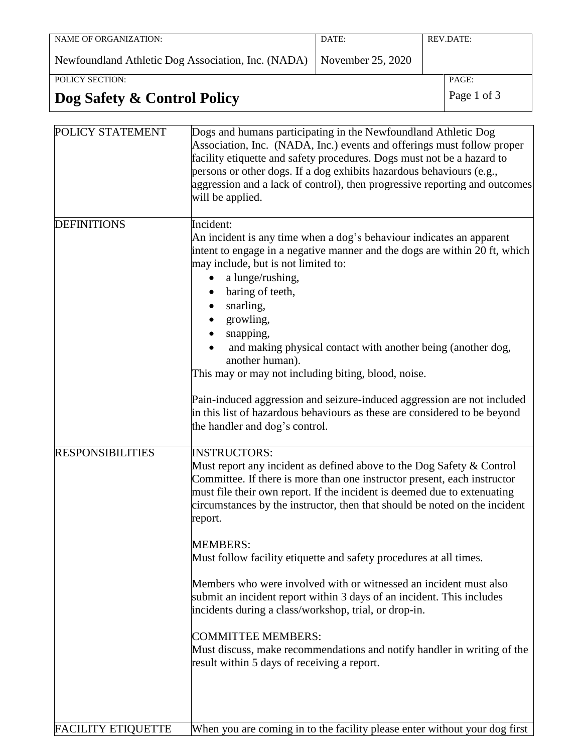| NAME OF ORGANIZATION: | DATE: | REV.DATE: |
|---|---|---|
| Newfoundland Athletic Dog Association, Inc. (NADA) | November 25, 2020 | |

| POLICY SECTION: | PAGE: |
|---|---|
| **Dog Safety & Control Policy** | Page 1 of 3 |

| | |
|---|---|
| POLICY STATEMENT | Dogs and humans participating in the Newfoundland Athletic Dog Association, Inc. (NADA, Inc.) events and offerings must follow proper facility etiquette and safety procedures. Dogs must not be a hazard to persons or other dogs. If a dog exhibits hazardous behaviours (e.g., aggression and a lack of control), then progressive reporting and outcomes will be applied. |
| DEFINITIONS | Incident:<br>An incident is any time when a dog's behaviour indicates an apparent intent to engage in a negative manner and the dogs are within 20 ft, which may include, but is not limited to:<br>• a lunge/rushing,<br>• baring of teeth,<br>• snarling,<br>• growling,<br>• snapping,<br>• and making physical contact with another being (another dog, another human).<br>This may or may not including biting, blood, noise.<br><br>Pain-induced aggression and seizure-induced aggression are not included in this list of hazardous behaviours as these are considered to be beyond the handler and dog's control. |
| RESPONSIBILITIES | INSTRUCTORS:<br>Must report any incident as defined above to the Dog Safety & Control Committee. If there is more than one instructor present, each instructor must file their own report. If the incident is deemed due to extenuating circumstances by the instructor, then that should be noted on the incident report.<br><br>MEMBERS:<br>Must follow facility etiquette and safety procedures at all times.<br><br>Members who were involved with or witnessed an incident must also submit an incident report within 3 days of an incident. This includes incidents during a class/workshop, trial, or drop-in.<br><br>COMMITTEE MEMBERS:<br>Must discuss, make recommendations and notify handler in writing of the result within 5 days of receiving a report. |
| FACILITY ETIQUETTE | When you are coming in to the facility please enter without your dog first |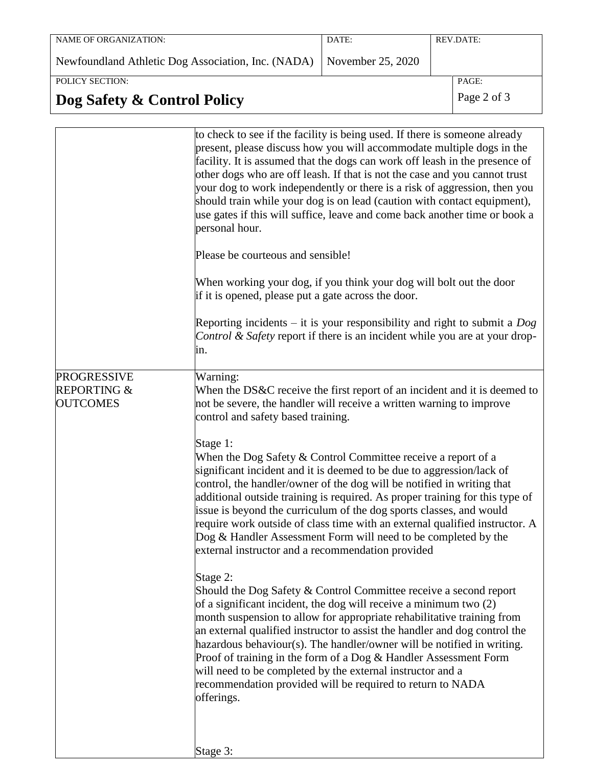| | |
|---|---|
| | to check to see if the facility is being used. If there is someone already present, please discuss how you will accommodate multiple dogs in the facility. It is assumed that the dogs can work off leash in the presence of other dogs who are off leash. If that is not the case and you cannot trust your dog to work independently or there is a risk of aggression, then you should train while your dog is on lead (caution with contact equipment), use gates if this will suffice, leave and come back another time or book a personal hour.<br><br>Please be courteous and sensible!<br><br>When working your dog, if you think your dog will bolt out the door if it is opened, please put a gate across the door.<br><br>Reporting incidents – it is your responsibility and right to submit a *Dog Control & Safety* report if there is an incident while you are at your drop-in. |
| PROGRESSIVE REPORTING & OUTCOMES | Warning:<br>When the DS&C receive the first report of an incident and it is deemed to not be severe, the handler will receive a written warning to improve control and safety based training.<br><br>Stage 1:<br>When the Dog Safety & Control Committee receive a report of a significant incident and it is deemed to be due to aggression/lack of control, the handler/owner of the dog will be notified in writing that additional outside training is required. As proper training for this type of issue is beyond the curriculum of the dog sports classes, and would require work outside of class time with an external qualified instructor. A Dog & Handler Assessment Form will need to be completed by the external instructor and a recommendation provided<br><br>Stage 2:<br>Should the Dog Safety & Control Committee receive a second report of a significant incident, the dog will receive a minimum two (2) month suspension to allow for appropriate rehabilitative training from an external qualified instructor to assist the handler and dog control the hazardous behaviour(s). The handler/owner will be notified in writing. Proof of training in the form of a Dog & Handler Assessment Form will need to be completed by the external instructor and a recommendation provided will be required to return to NADA offerings.<br><br>Stage 3: |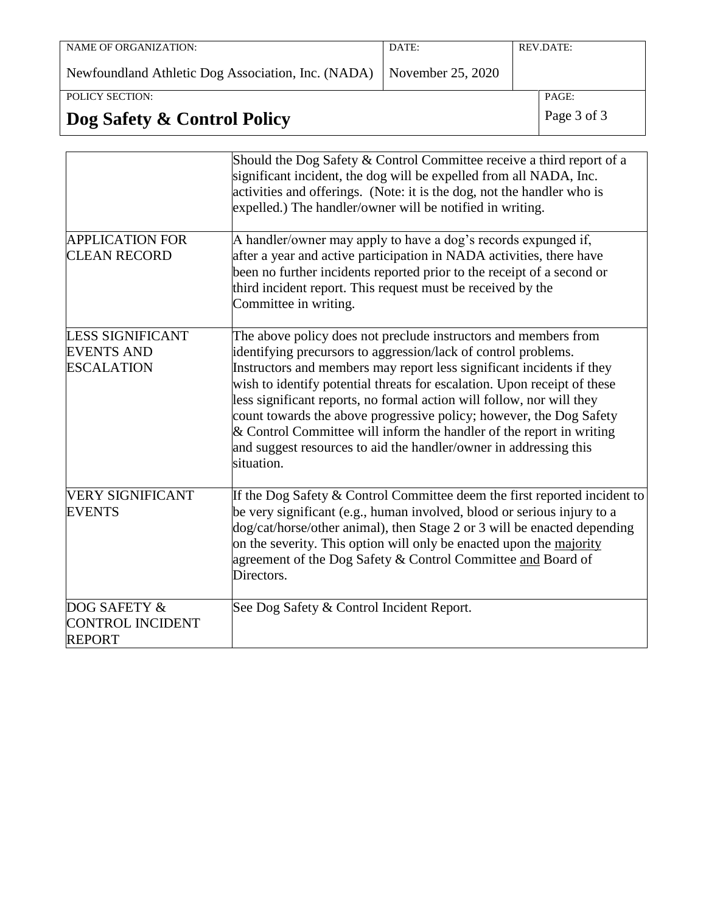| NAME OF ORGANIZATION: | DATE: | REV.DATE: |
|---|---|---|
| Newfoundland Athletic Dog Association, Inc. (NADA) | November 25, 2020 | |
| POLICY SECTION: | | PAGE: |
| **Dog Safety & Control Policy** | | |

| | |
|---|---|
| | Should the Dog Safety & Control Committee receive a third report of a significant incident, the dog will be expelled from all NADA, Inc. activities and offerings. (Note: it is the dog, not the handler who is expelled.) The handler/owner will be notified in writing. |
| APPLICATION FOR CLEAN RECORD | A handler/owner may apply to have a dog's records expunged if, after a year and active participation in NADA activities, there have been no further incidents reported prior to the receipt of a second or third incident report. This request must be received by the Committee in writing. |
| LESS SIGNIFICANT EVENTS AND ESCALATION | The above policy does not preclude instructors and members from identifying precursors to aggression/lack of control problems. Instructors and members may report less significant incidents if they wish to identify potential threats for escalation. Upon receipt of these less significant reports, no formal action will follow, nor will they count towards the above progressive policy; however, the Dog Safety & Control Committee will inform the handler of the report in writing and suggest resources to aid the handler/owner in addressing this situation. |
| VERY SIGNIFICANT EVENTS | If the Dog Safety & Control Committee deem the first reported incident to be very significant (e.g., human involved, blood or serious injury to a dog/cat/horse/other animal), then Stage 2 or 3 will be enacted depending on the severity. This option will only be enacted upon the <u>majority</u> agreement of the Dog Safety & Control Committee <u>and</u> Board of Directors. |
| DOG SAFETY & CONTROL INCIDENT REPORT | See Dog Safety & Control Incident Report. |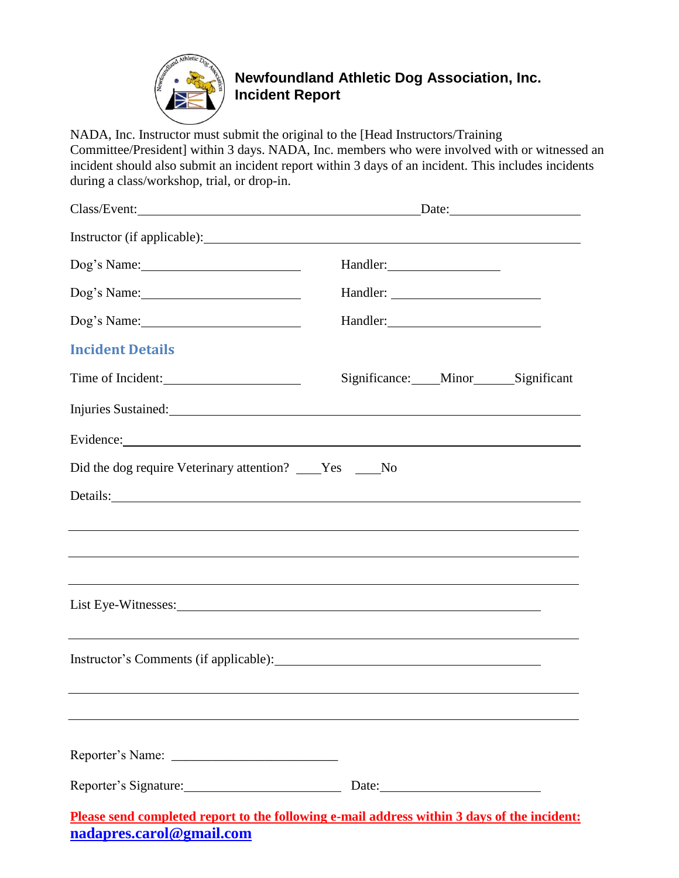# Newfoundland Athletic Dog Association, Inc.
## Incident Report

NADA, Inc. Instructor must submit the original to the [Head Instructors/Training Committee/President] within 3 days. NADA, Inc. members who were involved with or witnessed an incident should also submit an incident report within 3 days of an incident. This includes incidents during a class/workshop, trial, or drop-in.

Class/Event:_______________________________________ Date:_______________

Instructor (if applicable):________________________________________________

Dog's Name:______________________ Handler:________________

Dog's Name:______________________ Handler: ____________________

Dog's Name:______________________ Handler:____________________

### Incident Details

Time of Incident:_________________ Significance:____Minor______Significant

Injuries Sustained:_______________________________________________________

Evidence:_______________________________________________________________

Did the dog require Veterinary attention? ____Yes ____No

Details:_________________________________________________________________

_______________________________________________________________________

_______________________________________________________________________

_______________________________________________________________________

List Eye-Witnesses:_______________________________________________________

_______________________________________________________________________

Instructor's Comments (if applicable):_____________________________________

_______________________________________________________________________

_______________________________________________________________________

Reporter's Name: ______________________

Reporter's Signature:____________________ Date:______________________

**Please send completed report to the following e-mail address within 3 days of the incident:**
**nadapres.carol@gmail.com**